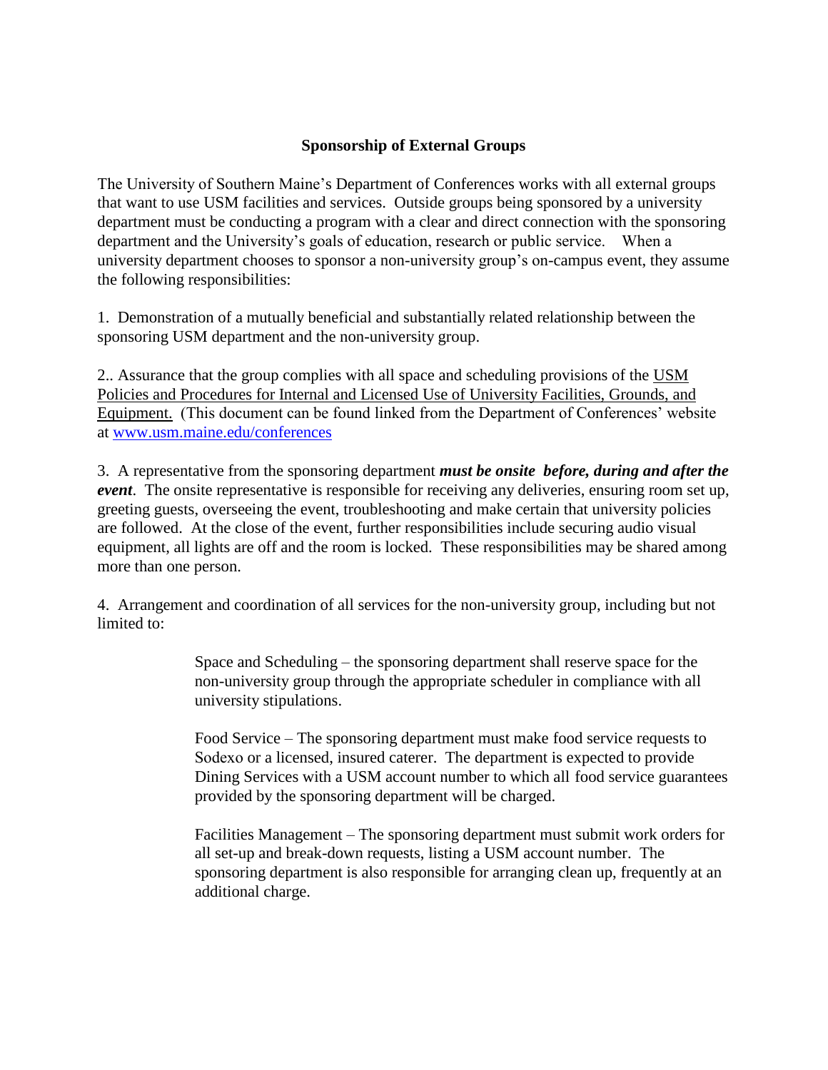## Sponsorship of External Groups

The University of Southern Maine's Department of Conferences works with all external groups that want to use USM facilities and services. Outside groups being sponsored by a university department must be conducting a program with a clear and direct connection with the sponsoring department and the University's goals of education, research or public service. When a university department chooses to sponsor a non-university group's on-campus event, they assume the following responsibilities:

1. Demonstration of a mutually beneficial and substantially related relationship between the sponsoring USM department and the non-university group.

2.. Assurance that the group complies with all space and scheduling provisions of the USM Policies and Procedures for Internal and Licensed Use of University Facilities, Grounds, and Equipment. (This document can be found linked from the Department of Conferences' website at [www.usm.maine.edu/conferences](http://www.usm.maine.edu/conferences)

3. A representative from the sponsoring department ***must be onsite before, during and after the event***. The onsite representative is responsible for receiving any deliveries, ensuring room set up, greeting guests, overseeing the event, troubleshooting and make certain that university policies are followed. At the close of the event, further responsibilities include securing audio visual equipment, all lights are off and the room is locked. These responsibilities may be shared among more than one person.

4. Arrangement and coordination of all services for the non-university group, including but not limited to:

> Space and Scheduling – the sponsoring department shall reserve space for the non-university group through the appropriate scheduler in compliance with all university stipulations.
>
> Food Service – The sponsoring department must make food service requests to Sodexo or a licensed, insured caterer. The department is expected to provide Dining Services with a USM account number to which all food service guarantees provided by the sponsoring department will be charged.
>
> Facilities Management – The sponsoring department must submit work orders for all set-up and break-down requests, listing a USM account number. The sponsoring department is also responsible for arranging clean up, frequently at an additional charge.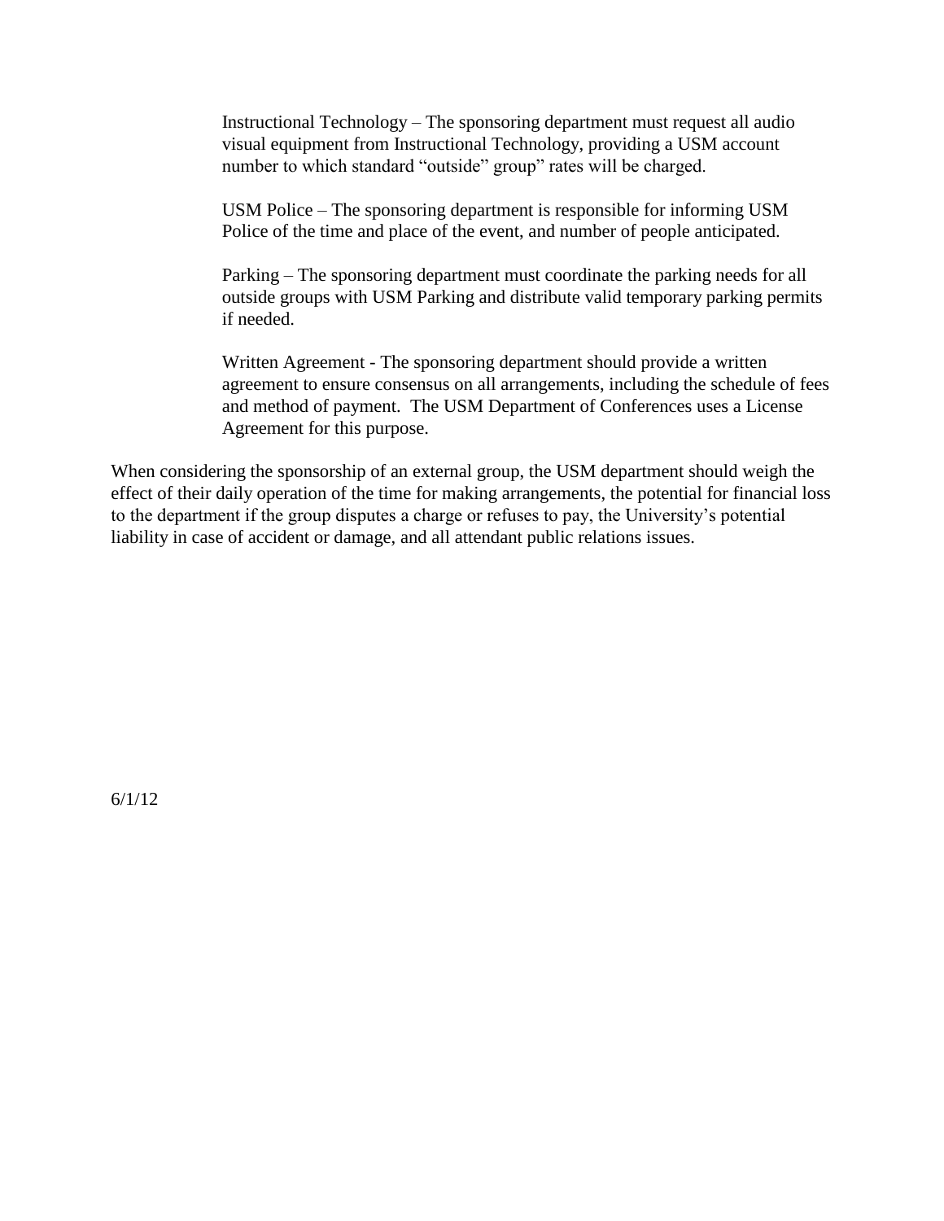Instructional Technology – The sponsoring department must request all audio visual equipment from Instructional Technology, providing a USM account number to which standard "outside" group" rates will be charged.

USM Police – The sponsoring department is responsible for informing USM Police of the time and place of the event, and number of people anticipated.

Parking – The sponsoring department must coordinate the parking needs for all outside groups with USM Parking and distribute valid temporary parking permits if needed.

Written Agreement - The sponsoring department should provide a written agreement to ensure consensus on all arrangements, including the schedule of fees and method of payment. The USM Department of Conferences uses a License Agreement for this purpose.

When considering the sponsorship of an external group, the USM department should weigh the effect of their daily operation of the time for making arrangements, the potential for financial loss to the department if the group disputes a charge or refuses to pay, the University's potential liability in case of accident or damage, and all attendant public relations issues.

6/1/12